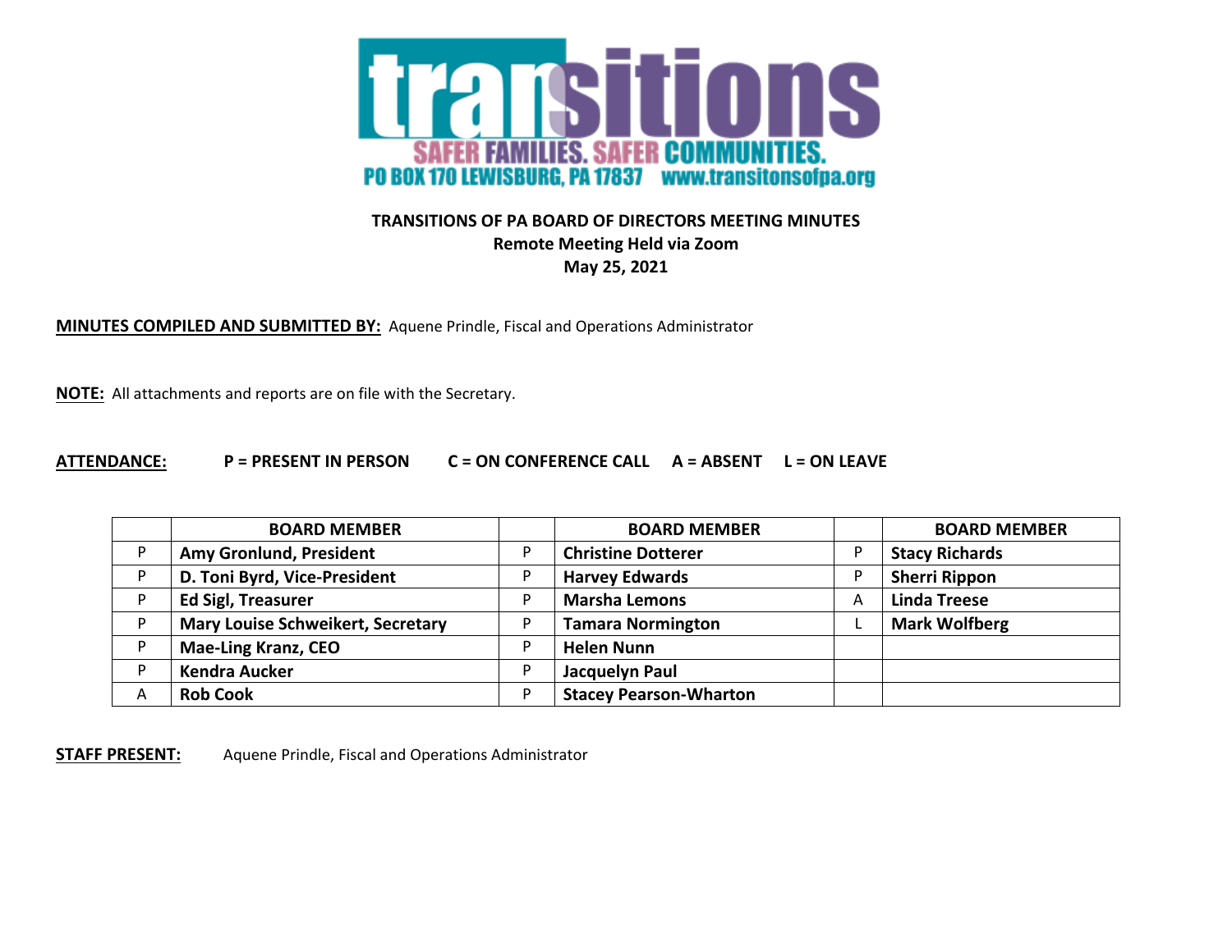**transitions**

**SAFER FAMILIES. SAFER COMMUNITIES.**

**PO BOX 170 LEWISBURG, PA 17837 www.transitonsofpa.org**

**TRANSITIONS OF PA BOARD OF DIRECTORS MEETING MINUTES**
**Remote Meeting Held via Zoom**
**May 25, 2021**

**MINUTES COMPILED AND SUBMITTED BY:** Aquene Prindle, Fiscal and Operations Administrator

**NOTE:** All attachments and reports are on file with the Secretary.

**ATTENDANCE:** **P = PRESENT IN PERSON C = ON CONFERENCE CALL A = ABSENT L = ON LEAVE**

| | BOARD MEMBER | | BOARD MEMBER | | BOARD MEMBER |
|---|---|---|---|---|---|
| P | **Amy Gronlund, President** | P | **Christine Dotterer** | P | **Stacy Richards** |
| P | **D. Toni Byrd, Vice-President** | P | **Harvey Edwards** | P | **Sherri Rippon** |
| P | **Ed Sigl, Treasurer** | P | **Marsha Lemons** | A | **Linda Treese** |
| P | **Mary Louise Schweikert, Secretary** | P | **Tamara Normington** | L | **Mark Wolfberg** |
| P | **Mae-Ling Kranz, CEO** | P | **Helen Nunn** | | |
| P | **Kendra Aucker** | P | **Jacquelyn Paul** | | |
| A | **Rob Cook** | P | **Stacey Pearson-Wharton** | | |

**STAFF PRESENT:** Aquene Prindle, Fiscal and Operations Administrator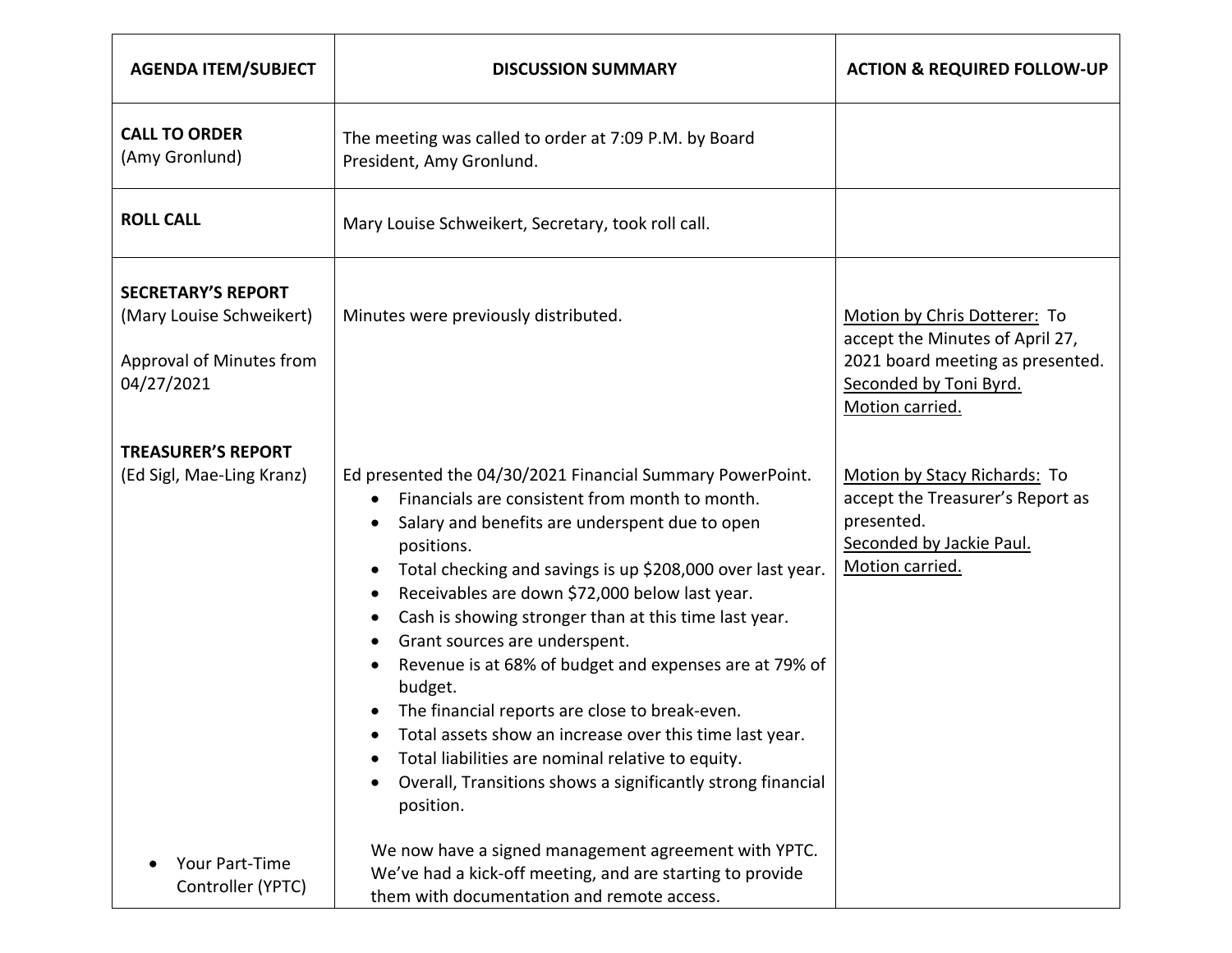| AGENDA ITEM/SUBJECT | DISCUSSION SUMMARY | ACTION & REQUIRED FOLLOW-UP |
|---|---|---|
| **CALL TO ORDER** (Amy Gronlund) | The meeting was called to order at 7:09 P.M. by Board President, Amy Gronlund. | |
| **ROLL CALL** | Mary Louise Schweikert, Secretary, took roll call. | |
| **SECRETARY'S REPORT** (Mary Louise Schweikert)<br><br>Approval of Minutes from 04/27/2021 | Minutes were previously distributed. | Motion by Chris Dotterer: To accept the Minutes of April 27, 2021 board meeting as presented. Seconded by Toni Byrd. Motion carried. |
| **TREASURER'S REPORT** (Ed Sigl, Mae-Ling Kranz) | Ed presented the 04/30/2021 Financial Summary PowerPoint.<br>• Financials are consistent from month to month.<br>• Salary and benefits are underspent due to open positions.<br>• Total checking and savings is up $208,000 over last year.<br>• Receivables are down $72,000 below last year.<br>• Cash is showing stronger than at this time last year.<br>• Grant sources are underspent.<br>• Revenue is at 68% of budget and expenses are at 79% of budget.<br>• The financial reports are close to break-even.<br>• Total assets show an increase over this time last year.<br>• Total liabilities are nominal relative to equity.<br>• Overall, Transitions shows a significantly strong financial position. | Motion by Stacy Richards: To accept the Treasurer's Report as presented. Seconded by Jackie Paul. Motion carried. |
| • Your Part-Time Controller (YPTC) | We now have a signed management agreement with YPTC. We've had a kick-off meeting, and are starting to provide them with documentation and remote access. | |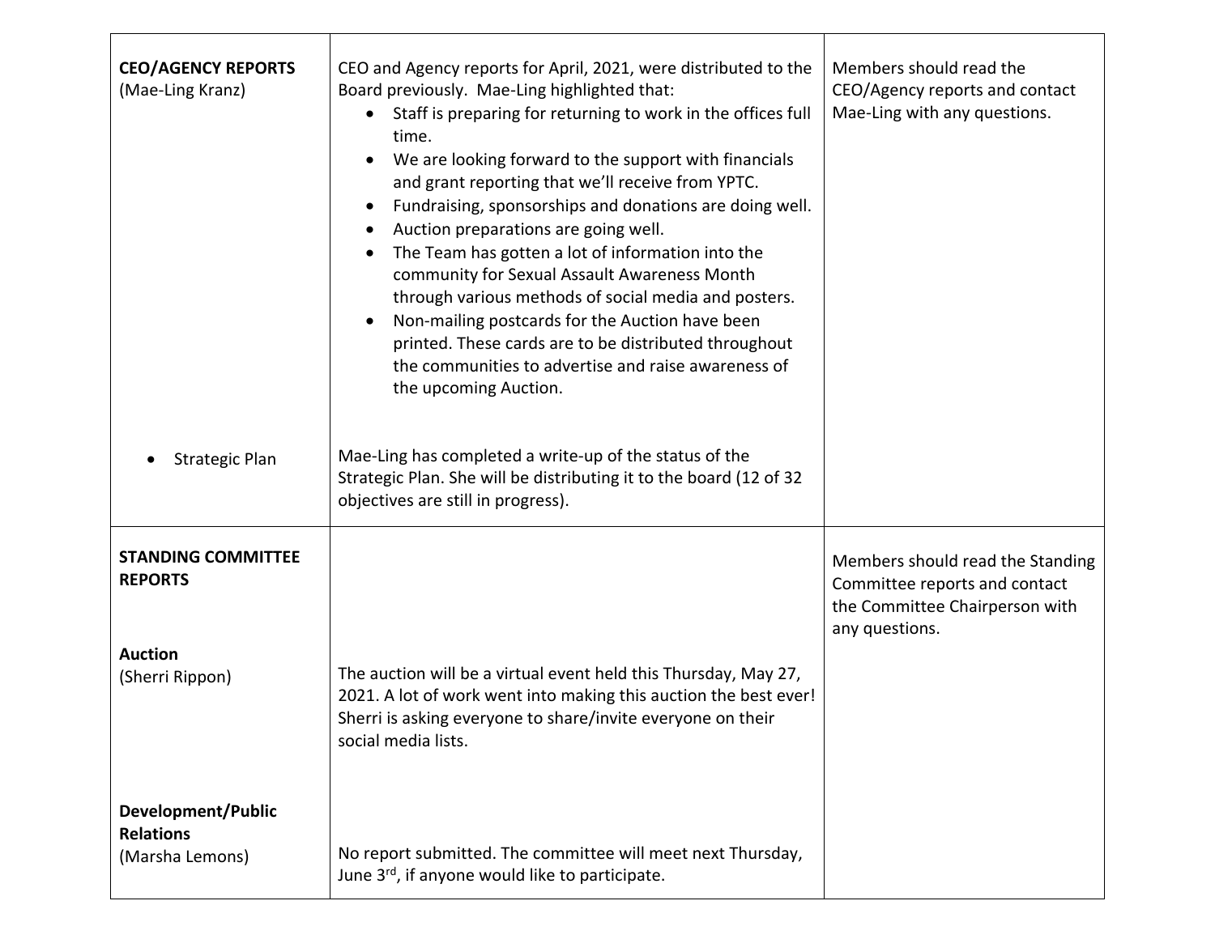| | | |
|---|---|---|
| **CEO/AGENCY REPORTS** (Mae-Ling Kranz) | CEO and Agency reports for April, 2021, were distributed to the Board previously. Mae-Ling highlighted that: <br>• Staff is preparing for returning to work in the offices full time. <br>• We are looking forward to the support with financials and grant reporting that we'll receive from YPTC. <br>• Fundraising, sponsorships and donations are doing well. <br>• Auction preparations are going well. <br>• The Team has gotten a lot of information into the community for Sexual Assault Awareness Month through various methods of social media and posters. <br>• Non-mailing postcards for the Auction have been printed. These cards are to be distributed throughout the communities to advertise and raise awareness of the upcoming Auction. | Members should read the CEO/Agency reports and contact Mae-Ling with any questions. |
| • Strategic Plan | Mae-Ling has completed a write-up of the status of the Strategic Plan. She will be distributing it to the board (12 of 32 objectives are still in progress). | |
| **STANDING COMMITTEE REPORTS** | | Members should read the Standing Committee reports and contact the Committee Chairperson with any questions. |
| **Auction** (Sherri Rippon) | The auction will be a virtual event held this Thursday, May 27, 2021. A lot of work went into making this auction the best ever! Sherri is asking everyone to share/invite everyone on their social media lists. | |
| **Development/Public Relations** (Marsha Lemons) | No report submitted. The committee will meet next Thursday, June 3rd, if anyone would like to participate. | |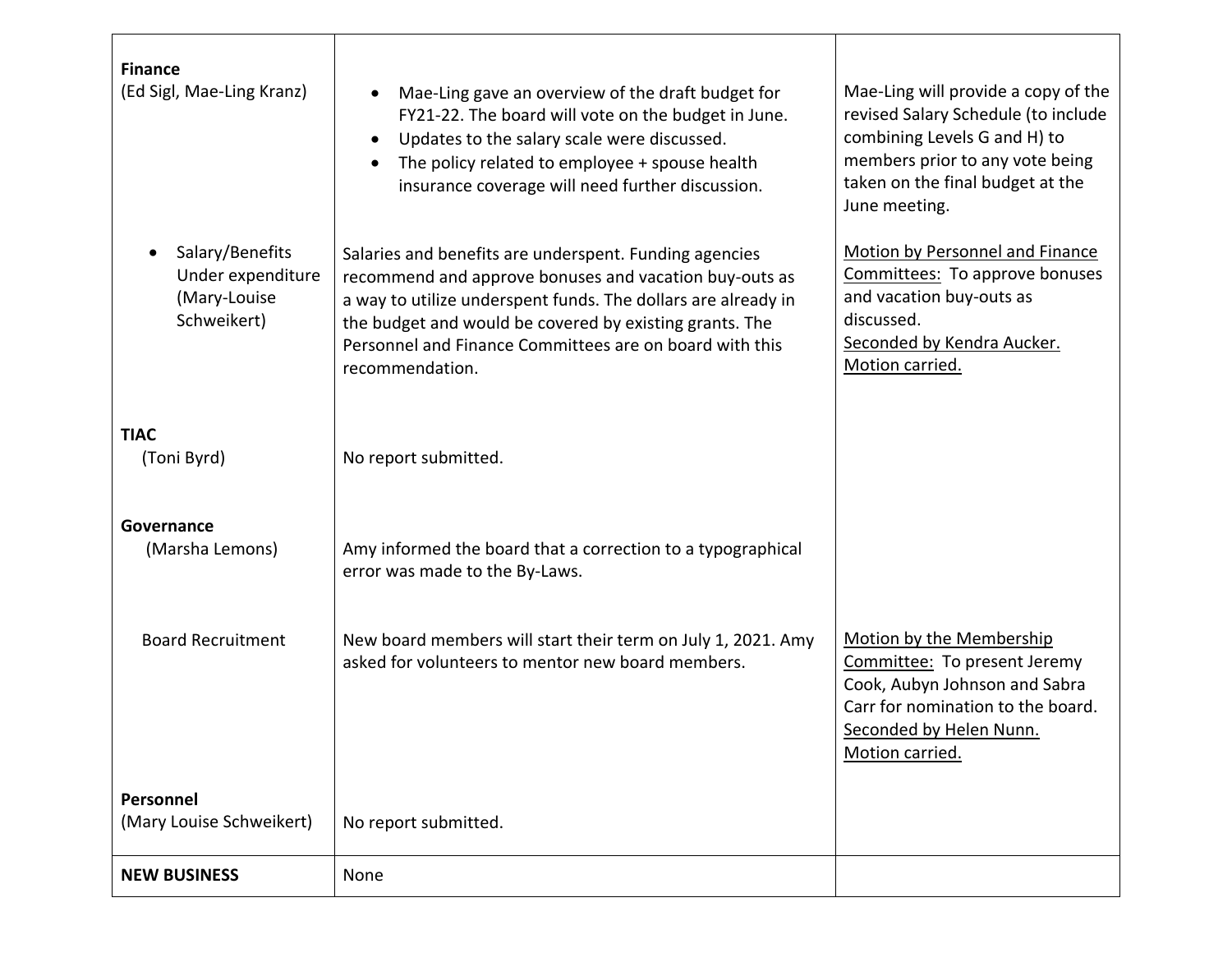| | | |
|---|---|---|
| **Finance**<br>(Ed Sigl, Mae-Ling Kranz) | • Mae-Ling gave an overview of the draft budget for FY21-22. The board will vote on the budget in June.<br>• Updates to the salary scale were discussed.<br>• The policy related to employee + spouse health insurance coverage will need further discussion. | Mae-Ling will provide a copy of the revised Salary Schedule (to include combining Levels G and H) to members prior to any vote being taken on the final budget at the June meeting. |
| • Salary/Benefits Under expenditure (Mary-Louise Schweikert) | Salaries and benefits are underspent. Funding agencies recommend and approve bonuses and vacation buy-outs as a way to utilize underspent funds. The dollars are already in the budget and would be covered by existing grants. The Personnel and Finance Committees are on board with this recommendation. | <u>Motion by Personnel and Finance Committees:</u> To approve bonuses and vacation buy-outs as discussed.<br><u>Seconded by Kendra Aucker.</u><br><u>Motion carried.</u> |
| **TIAC**<br>(Toni Byrd) | No report submitted. | |
| **Governance**<br>(Marsha Lemons) | Amy informed the board that a correction to a typographical error was made to the By-Laws. | |
| Board Recruitment | New board members will start their term on July 1, 2021. Amy asked for volunteers to mentor new board members. | <u>Motion by the Membership Committee:</u> To present Jeremy Cook, Aubyn Johnson and Sabra Carr for nomination to the board.<br><u>Seconded by Helen Nunn.</u><br><u>Motion carried.</u> |
| **Personnel**<br>(Mary Louise Schweikert) | No report submitted. | |
| **NEW BUSINESS** | None | |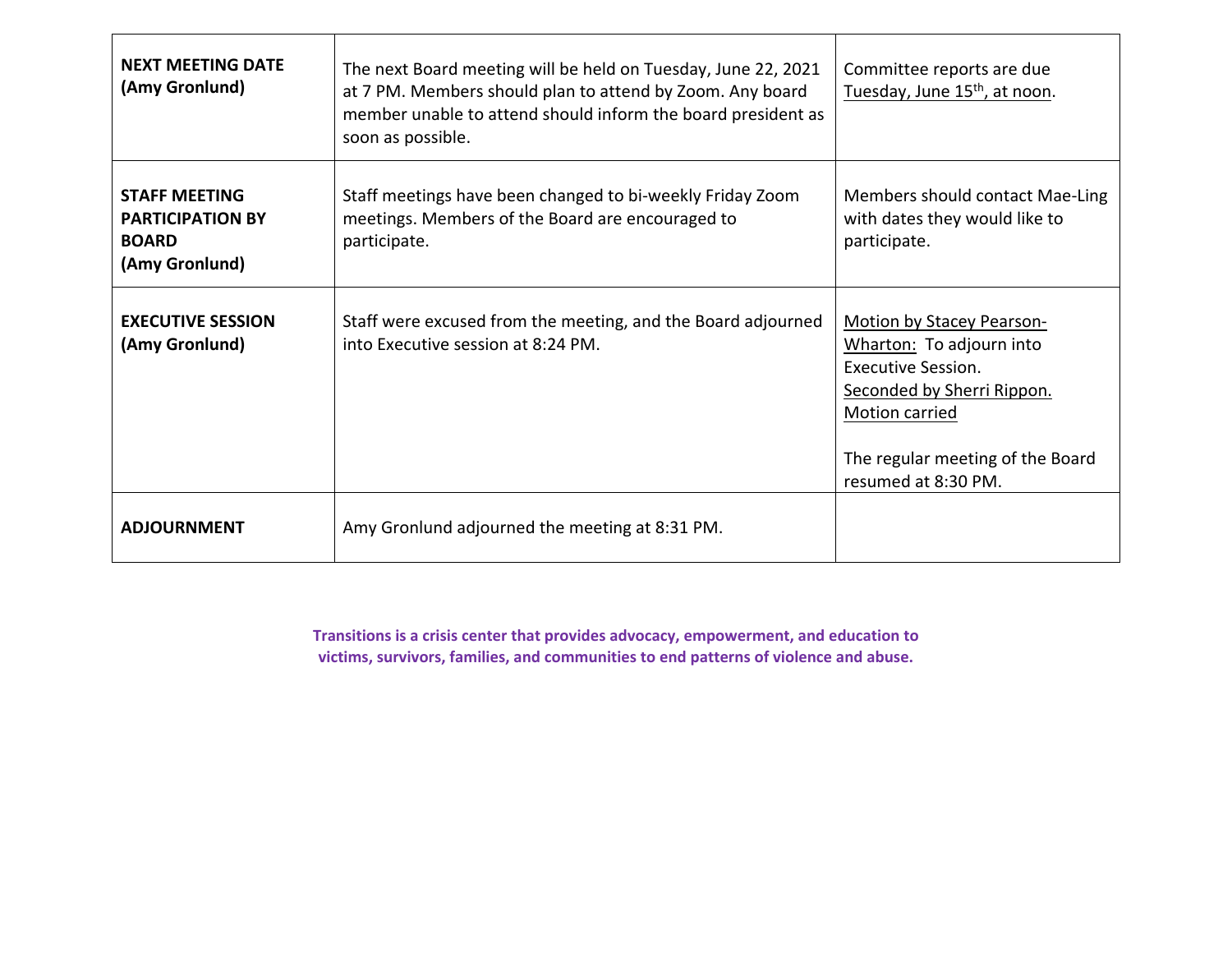| | | |
|---|---|---|
| **NEXT MEETING DATE (Amy Gronlund)** | The next Board meeting will be held on Tuesday, June 22, 2021 at 7 PM. Members should plan to attend by Zoom. Any board member unable to attend should inform the board president as soon as possible. | Committee reports are due Tuesday, June 15th, at noon. |
| **STAFF MEETING PARTICIPATION BY BOARD (Amy Gronlund)** | Staff meetings have been changed to bi-weekly Friday Zoom meetings. Members of the Board are encouraged to participate. | Members should contact Mae-Ling with dates they would like to participate. |
| **EXECUTIVE SESSION (Amy Gronlund)** | Staff were excused from the meeting, and the Board adjourned into Executive session at 8:24 PM. | Motion by Stacey Pearson-Wharton: To adjourn into Executive Session. Seconded by Sherri Rippon. Motion carried<br><br>The regular meeting of the Board resumed at 8:30 PM. |
| **ADJOURNMENT** | Amy Gronlund adjourned the meeting at 8:31 PM. | |

**Transitions is a crisis center that provides advocacy, empowerment, and education to victims, survivors, families, and communities to end patterns of violence and abuse.**